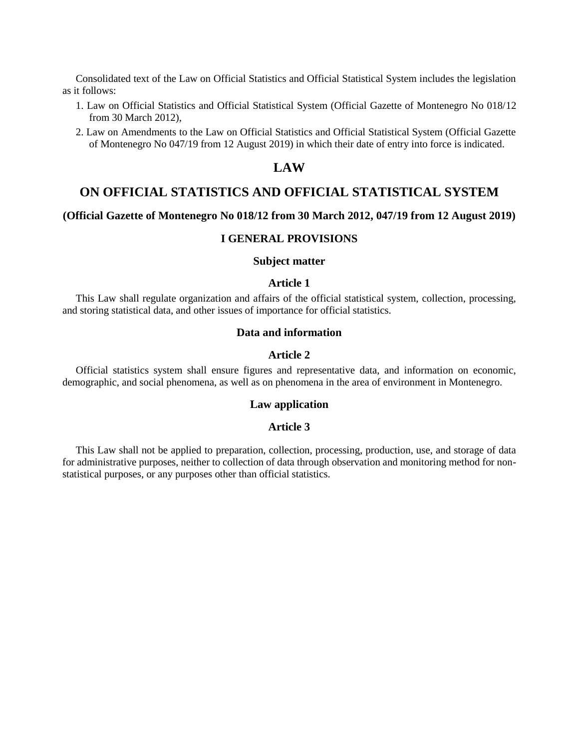Consolidated text of the Law on Official Statistics and Official Statistical System includes the legislation as it follows:

1. Law on Official Statistics and Official Statistical System (Official Gazette of Montenegro No 018/12 from 30 March 2012),
2. Law on Amendments to the Law on Official Statistics and Official Statistical System (Official Gazette of Montenegro No 047/19 from 12 August 2019) in which their date of entry into force is indicated.

# LAW

# ON OFFICIAL STATISTICS AND OFFICIAL STATISTICAL SYSTEM

**(Official Gazette of Montenegro No 018/12 from 30 March 2012, 047/19 from 12 August 2019)**

## I GENERAL PROVISIONS

### Subject matter

### Article 1

This Law shall regulate organization and affairs of the official statistical system, collection, processing, and storing statistical data, and other issues of importance for official statistics.

### Data and information

### Article 2

Official statistics system shall ensure figures and representative data, and information on economic, demographic, and social phenomena, as well as on phenomena in the area of environment in Montenegro.

### Law application

### Article 3

This Law shall not be applied to preparation, collection, processing, production, use, and storage of data for administrative purposes, neither to collection of data through observation and monitoring method for non-statistical purposes, or any purposes other than official statistics.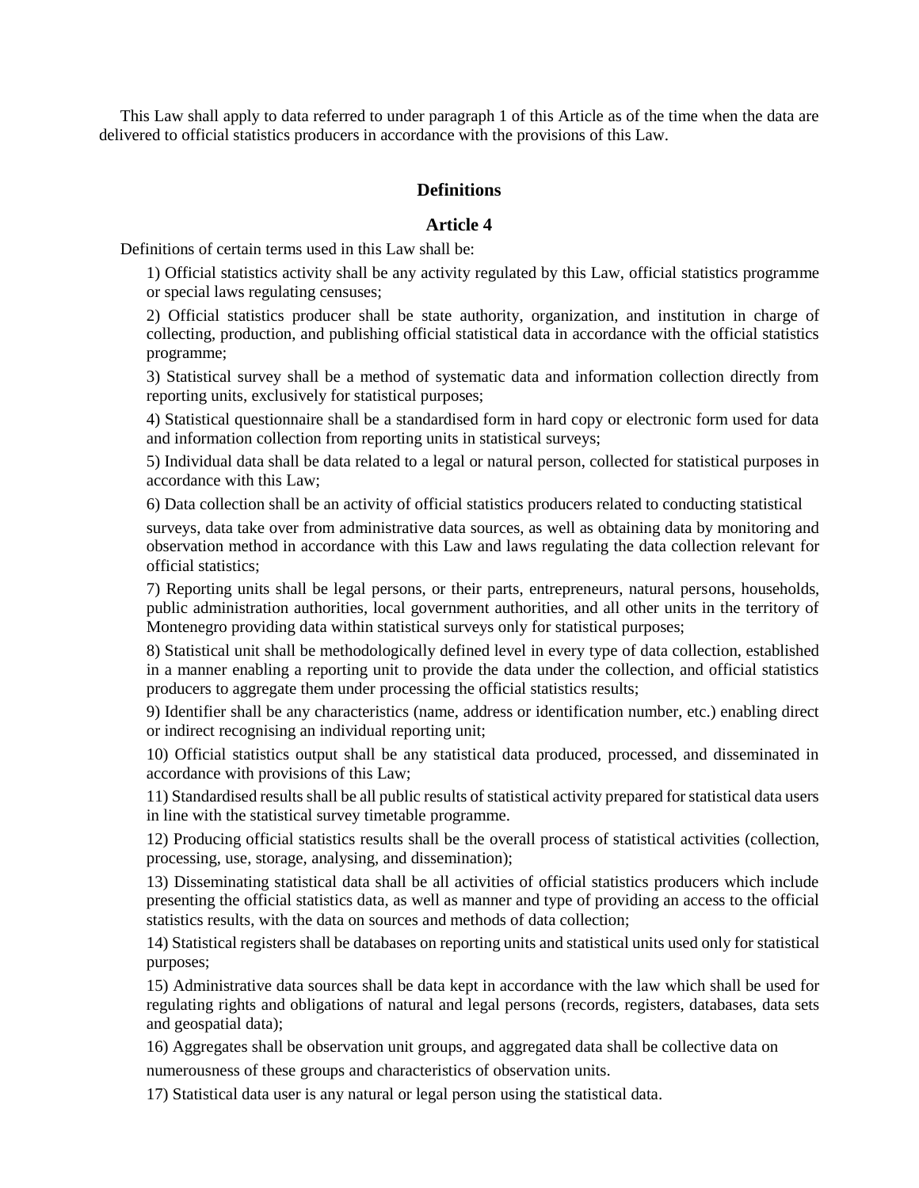This Law shall apply to data referred to under paragraph 1 of this Article as of the time when the data are delivered to official statistics producers in accordance with the provisions of this Law.

## Definitions

## Article 4

Definitions of certain terms used in this Law shall be:

1) Official statistics activity shall be any activity regulated by this Law, official statistics programme or special laws regulating censuses;

2) Official statistics producer shall be state authority, organization, and institution in charge of collecting, production, and publishing official statistical data in accordance with the official statistics programme;

3) Statistical survey shall be a method of systematic data and information collection directly from reporting units, exclusively for statistical purposes;

4) Statistical questionnaire shall be a standardised form in hard copy or electronic form used for data and information collection from reporting units in statistical surveys;

5) Individual data shall be data related to a legal or natural person, collected for statistical purposes in accordance with this Law;

6) Data collection shall be an activity of official statistics producers related to conducting statistical surveys, data take over from administrative data sources, as well as obtaining data by monitoring and observation method in accordance with this Law and laws regulating the data collection relevant for official statistics;

7) Reporting units shall be legal persons, or their parts, entrepreneurs, natural persons, households, public administration authorities, local government authorities, and all other units in the territory of Montenegro providing data within statistical surveys only for statistical purposes;

8) Statistical unit shall be methodologically defined level in every type of data collection, established in a manner enabling a reporting unit to provide the data under the collection, and official statistics producers to aggregate them under processing the official statistics results;

9) Identifier shall be any characteristics (name, address or identification number, etc.) enabling direct or indirect recognising an individual reporting unit;

10) Official statistics output shall be any statistical data produced, processed, and disseminated in accordance with provisions of this Law;

11) Standardised results shall be all public results of statistical activity prepared for statistical data users in line with the statistical survey timetable programme.

12) Producing official statistics results shall be the overall process of statistical activities (collection, processing, use, storage, analysing, and dissemination);

13) Disseminating statistical data shall be all activities of official statistics producers which include presenting the official statistics data, as well as manner and type of providing an access to the official statistics results, with the data on sources and methods of data collection;

14) Statistical registers shall be databases on reporting units and statistical units used only for statistical purposes;

15) Administrative data sources shall be data kept in accordance with the law which shall be used for regulating rights and obligations of natural and legal persons (records, registers, databases, data sets and geospatial data);

16) Aggregates shall be observation unit groups, and aggregated data shall be collective data on numerousness of these groups and characteristics of observation units.

17) Statistical data user is any natural or legal person using the statistical data.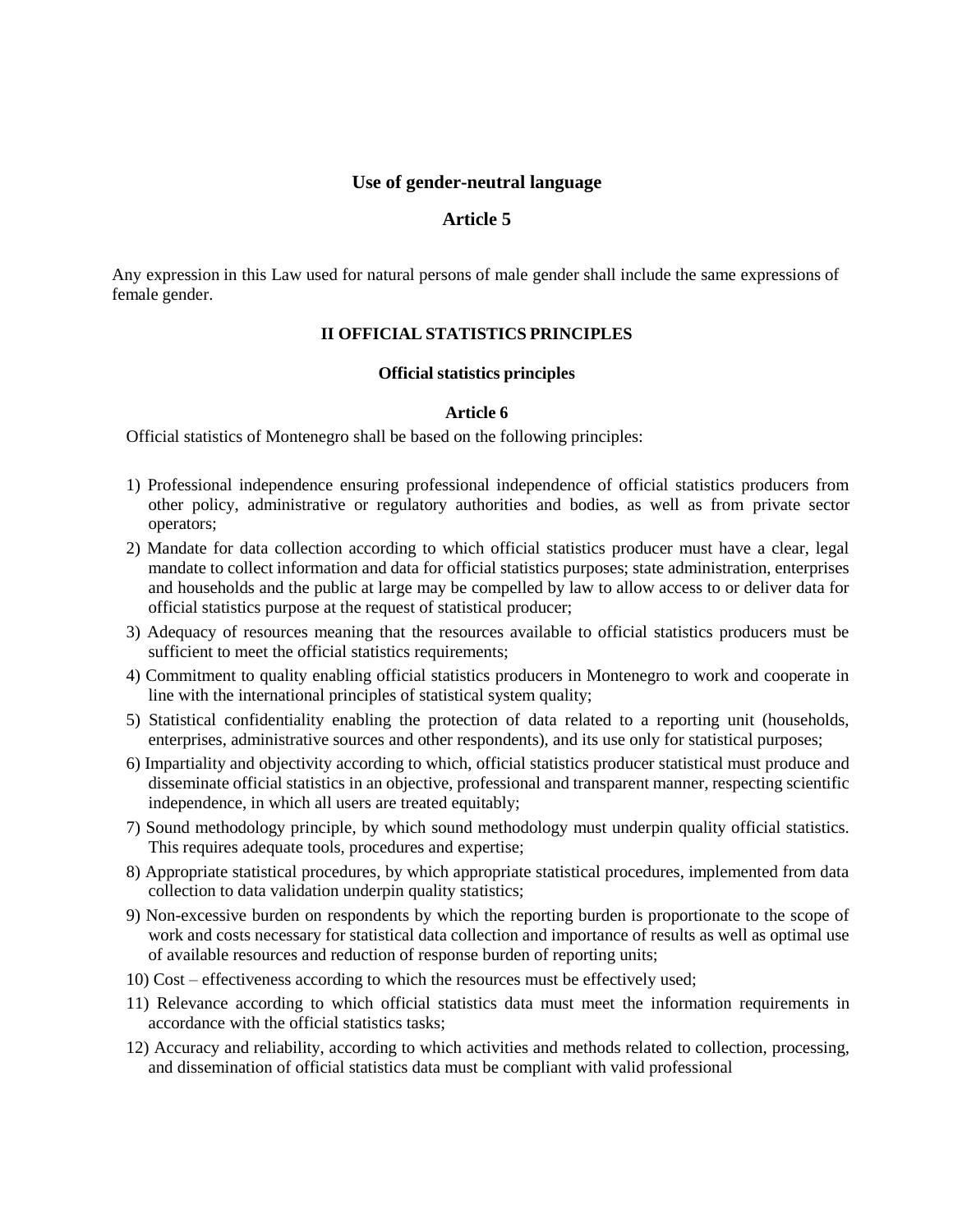### Use of gender-neutral language

### Article 5

Any expression in this Law used for natural persons of male gender shall include the same expressions of female gender.

## II OFFICIAL STATISTICS PRINCIPLES

#### Official statistics principles

#### Article 6

Official statistics of Montenegro shall be based on the following principles:

1) Professional independence ensuring professional independence of official statistics producers from other policy, administrative or regulatory authorities and bodies, as well as from private sector operators;
2) Mandate for data collection according to which official statistics producer must have a clear, legal mandate to collect information and data for official statistics purposes; state administration, enterprises and households and the public at large may be compelled by law to allow access to or deliver data for official statistics purpose at the request of statistical producer;
3) Adequacy of resources meaning that the resources available to official statistics producers must be sufficient to meet the official statistics requirements;
4) Commitment to quality enabling official statistics producers in Montenegro to work and cooperate in line with the international principles of statistical system quality;
5) Statistical confidentiality enabling the protection of data related to a reporting unit (households, enterprises, administrative sources and other respondents), and its use only for statistical purposes;
6) Impartiality and objectivity according to which, official statistics producer statistical must produce and disseminate official statistics in an objective, professional and transparent manner, respecting scientific independence, in which all users are treated equitably;
7) Sound methodology principle, by which sound methodology must underpin quality official statistics. This requires adequate tools, procedures and expertise;
8) Appropriate statistical procedures, by which appropriate statistical procedures, implemented from data collection to data validation underpin quality statistics;
9) Non-excessive burden on respondents by which the reporting burden is proportionate to the scope of work and costs necessary for statistical data collection and importance of results as well as optimal use of available resources and reduction of response burden of reporting units;
10) Cost – effectiveness according to which the resources must be effectively used;
11) Relevance according to which official statistics data must meet the information requirements in accordance with the official statistics tasks;
12) Accuracy and reliability, according to which activities and methods related to collection, processing, and dissemination of official statistics data must be compliant with valid professional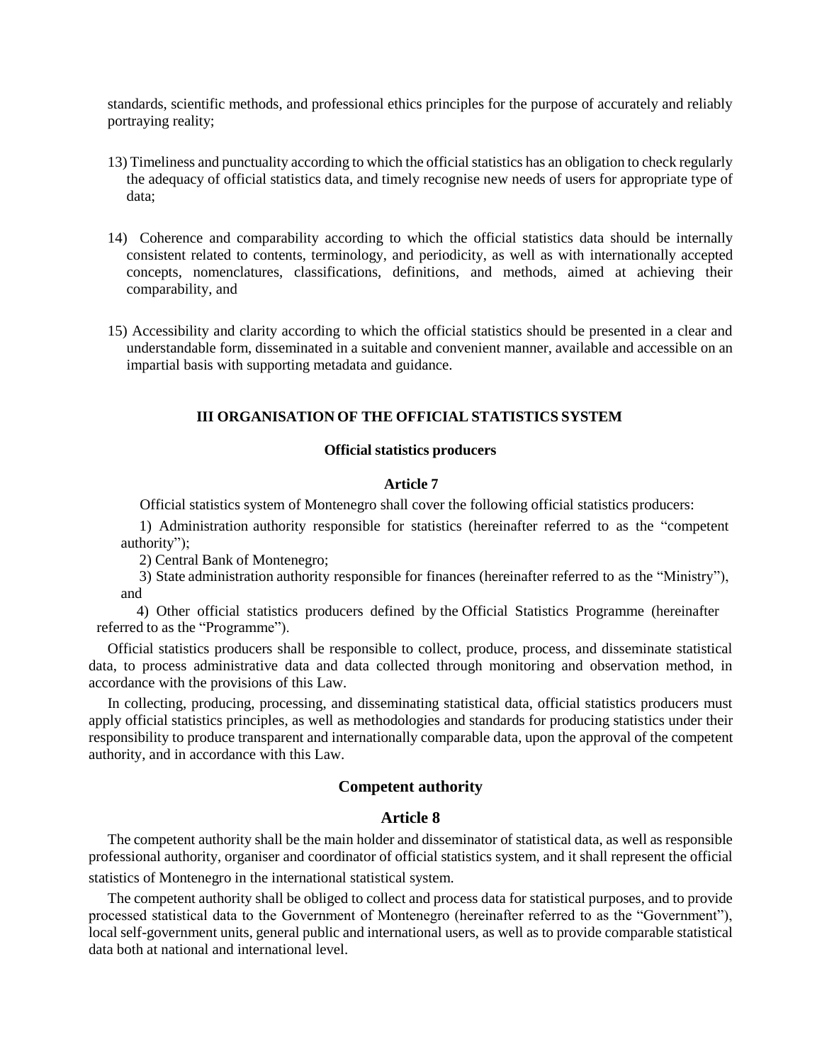standards, scientific methods, and professional ethics principles for the purpose of accurately and reliably portraying reality;

13) Timeliness and punctuality according to which the official statistics has an obligation to check regularly the adequacy of official statistics data, and timely recognise new needs of users for appropriate type of data;

14) Coherence and comparability according to which the official statistics data should be internally consistent related to contents, terminology, and periodicity, as well as with internationally accepted concepts, nomenclatures, classifications, definitions, and methods, aimed at achieving their comparability, and

15) Accessibility and clarity according to which the official statistics should be presented in a clear and understandable form, disseminated in a suitable and convenient manner, available and accessible on an impartial basis with supporting metadata and guidance.

## III ORGANISATION OF THE OFFICIAL STATISTICS SYSTEM

### Official statistics producers

#### Article 7

Official statistics system of Montenegro shall cover the following official statistics producers:

1) Administration authority responsible for statistics (hereinafter referred to as the "competent authority");

2) Central Bank of Montenegro;

3) State administration authority responsible for finances (hereinafter referred to as the "Ministry"), and

4) Other official statistics producers defined by the Official Statistics Programme (hereinafter referred to as the "Programme").

Official statistics producers shall be responsible to collect, produce, process, and disseminate statistical data, to process administrative data and data collected through monitoring and observation method, in accordance with the provisions of this Law.

In collecting, producing, processing, and disseminating statistical data, official statistics producers must apply official statistics principles, as well as methodologies and standards for producing statistics under their responsibility to produce transparent and internationally comparable data, upon the approval of the competent authority, and in accordance with this Law.

### Competent authority

#### Article 8

The competent authority shall be the main holder and disseminator of statistical data, as well as responsible professional authority, organiser and coordinator of official statistics system, and it shall represent the official statistics of Montenegro in the international statistical system.

The competent authority shall be obliged to collect and process data for statistical purposes, and to provide processed statistical data to the Government of Montenegro (hereinafter referred to as the "Government"), local self-government units, general public and international users, as well as to provide comparable statistical data both at national and international level.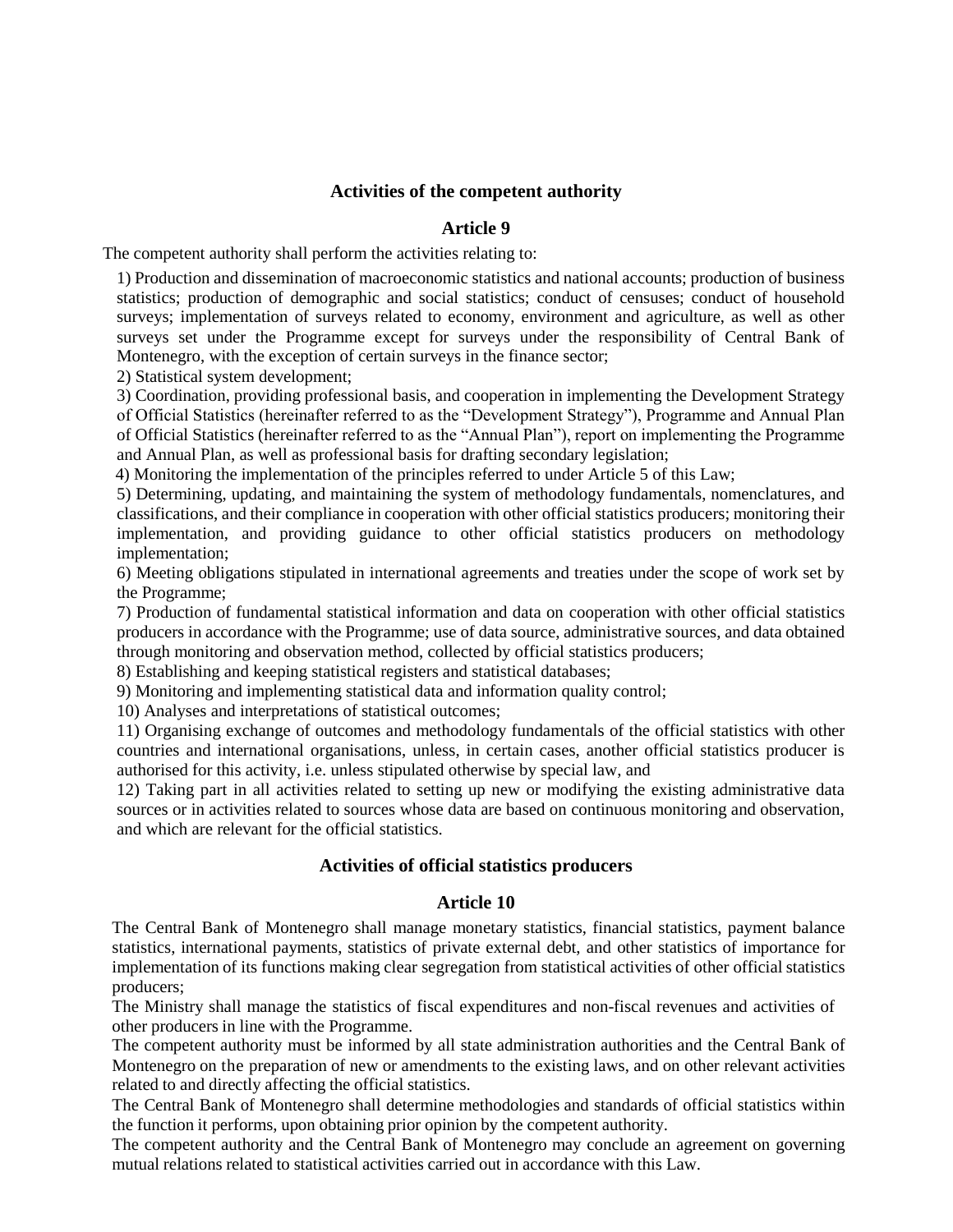### Activities of the competent authority

### Article 9

The competent authority shall perform the activities relating to:

1) Production and dissemination of macroeconomic statistics and national accounts; production of business statistics; production of demographic and social statistics; conduct of censuses; conduct of household surveys; implementation of surveys related to economy, environment and agriculture, as well as other surveys set under the Programme except for surveys under the responsibility of Central Bank of Montenegro, with the exception of certain surveys in the finance sector;
2) Statistical system development;
3) Coordination, providing professional basis, and cooperation in implementing the Development Strategy of Official Statistics (hereinafter referred to as the "Development Strategy"), Programme and Annual Plan of Official Statistics (hereinafter referred to as the "Annual Plan"), report on implementing the Programme and Annual Plan, as well as professional basis for drafting secondary legislation;
4) Monitoring the implementation of the principles referred to under Article 5 of this Law;
5) Determining, updating, and maintaining the system of methodology fundamentals, nomenclatures, and classifications, and their compliance in cooperation with other official statistics producers; monitoring their implementation, and providing guidance to other official statistics producers on methodology implementation;
6) Meeting obligations stipulated in international agreements and treaties under the scope of work set by the Programme;
7) Production of fundamental statistical information and data on cooperation with other official statistics producers in accordance with the Programme; use of data source, administrative sources, and data obtained through monitoring and observation method, collected by official statistics producers;
8) Establishing and keeping statistical registers and statistical databases;
9) Monitoring and implementing statistical data and information quality control;
10) Analyses and interpretations of statistical outcomes;
11) Organising exchange of outcomes and methodology fundamentals of the official statistics with other countries and international organisations, unless, in certain cases, another official statistics producer is authorised for this activity, i.e. unless stipulated otherwise by special law, and
12) Taking part in all activities related to setting up new or modifying the existing administrative data sources or in activities related to sources whose data are based on continuous monitoring and observation, and which are relevant for the official statistics.

### Activities of official statistics producers

### Article 10

The Central Bank of Montenegro shall manage monetary statistics, financial statistics, payment balance statistics, international payments, statistics of private external debt, and other statistics of importance for implementation of its functions making clear segregation from statistical activities of other official statistics producers;

The Ministry shall manage the statistics of fiscal expenditures and non-fiscal revenues and activities of other producers in line with the Programme.

The competent authority must be informed by all state administration authorities and the Central Bank of Montenegro on the preparation of new or amendments to the existing laws, and on other relevant activities related to and directly affecting the official statistics.

The Central Bank of Montenegro shall determine methodologies and standards of official statistics within the function it performs, upon obtaining prior opinion by the competent authority.

The competent authority and the Central Bank of Montenegro may conclude an agreement on governing mutual relations related to statistical activities carried out in accordance with this Law.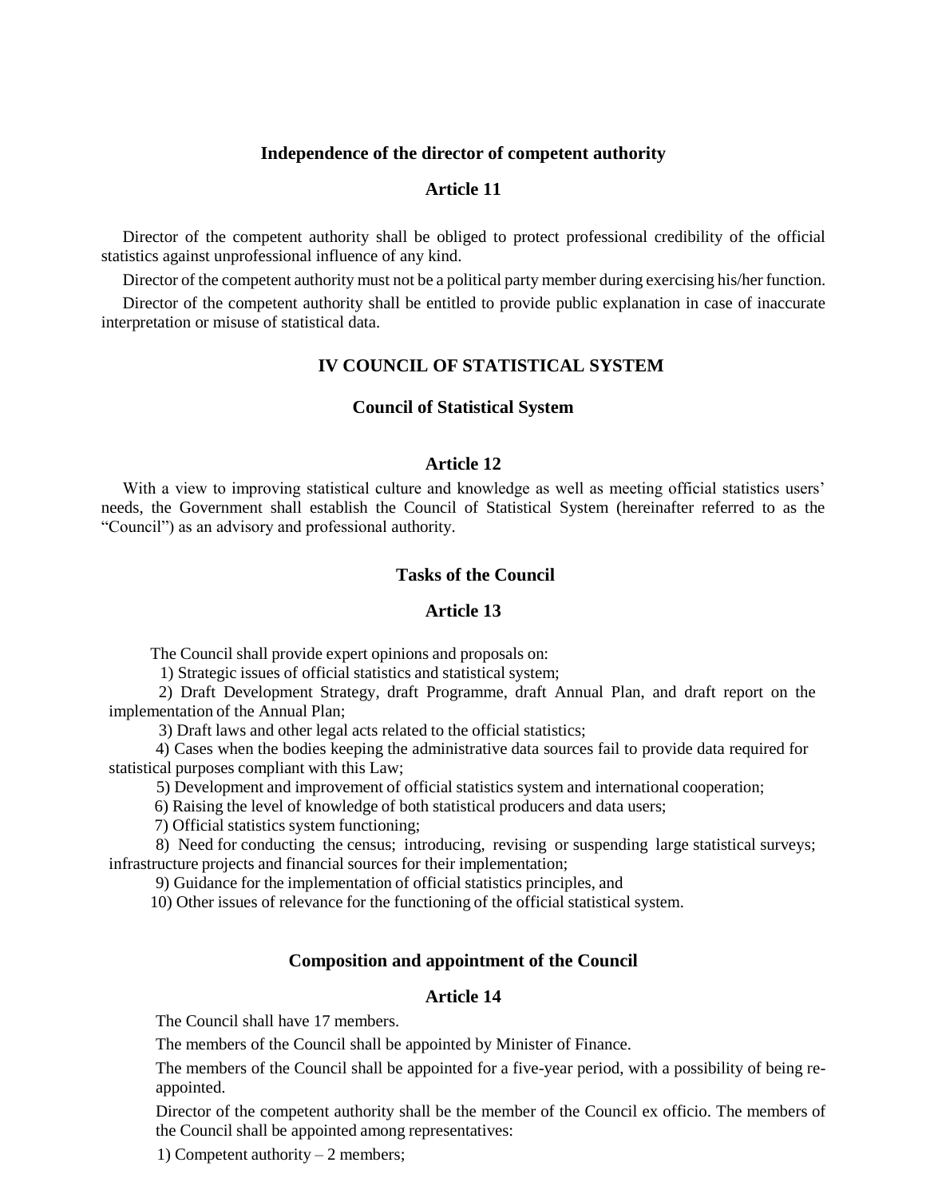### Independence of the director of competent authority

### Article 11

Director of the competent authority shall be obliged to protect professional credibility of the official statistics against unprofessional influence of any kind.

Director of the competent authority must not be a political party member during exercising his/her function.

Director of the competent authority shall be entitled to provide public explanation in case of inaccurate interpretation or misuse of statistical data.

## IV COUNCIL OF STATISTICAL SYSTEM

### Council of Statistical System

### Article 12

With a view to improving statistical culture and knowledge as well as meeting official statistics users' needs, the Government shall establish the Council of Statistical System (hereinafter referred to as the "Council") as an advisory and professional authority.

### Tasks of the Council

### Article 13

The Council shall provide expert opinions and proposals on:

1) Strategic issues of official statistics and statistical system;

2) Draft Development Strategy, draft Programme, draft Annual Plan, and draft report on the implementation of the Annual Plan;

3) Draft laws and other legal acts related to the official statistics;

4) Cases when the bodies keeping the administrative data sources fail to provide data required for statistical purposes compliant with this Law;

5) Development and improvement of official statistics system and international cooperation;

6) Raising the level of knowledge of both statistical producers and data users;

7) Official statistics system functioning;

8) Need for conducting the census; introducing, revising or suspending large statistical surveys; infrastructure projects and financial sources for their implementation;

9) Guidance for the implementation of official statistics principles, and

10) Other issues of relevance for the functioning of the official statistical system.

### Composition and appointment of the Council

### Article 14

The Council shall have 17 members.

The members of the Council shall be appointed by Minister of Finance.

The members of the Council shall be appointed for a five-year period, with a possibility of being re-appointed.

Director of the competent authority shall be the member of the Council ex officio. The members of the Council shall be appointed among representatives:

1) Competent authority – 2 members;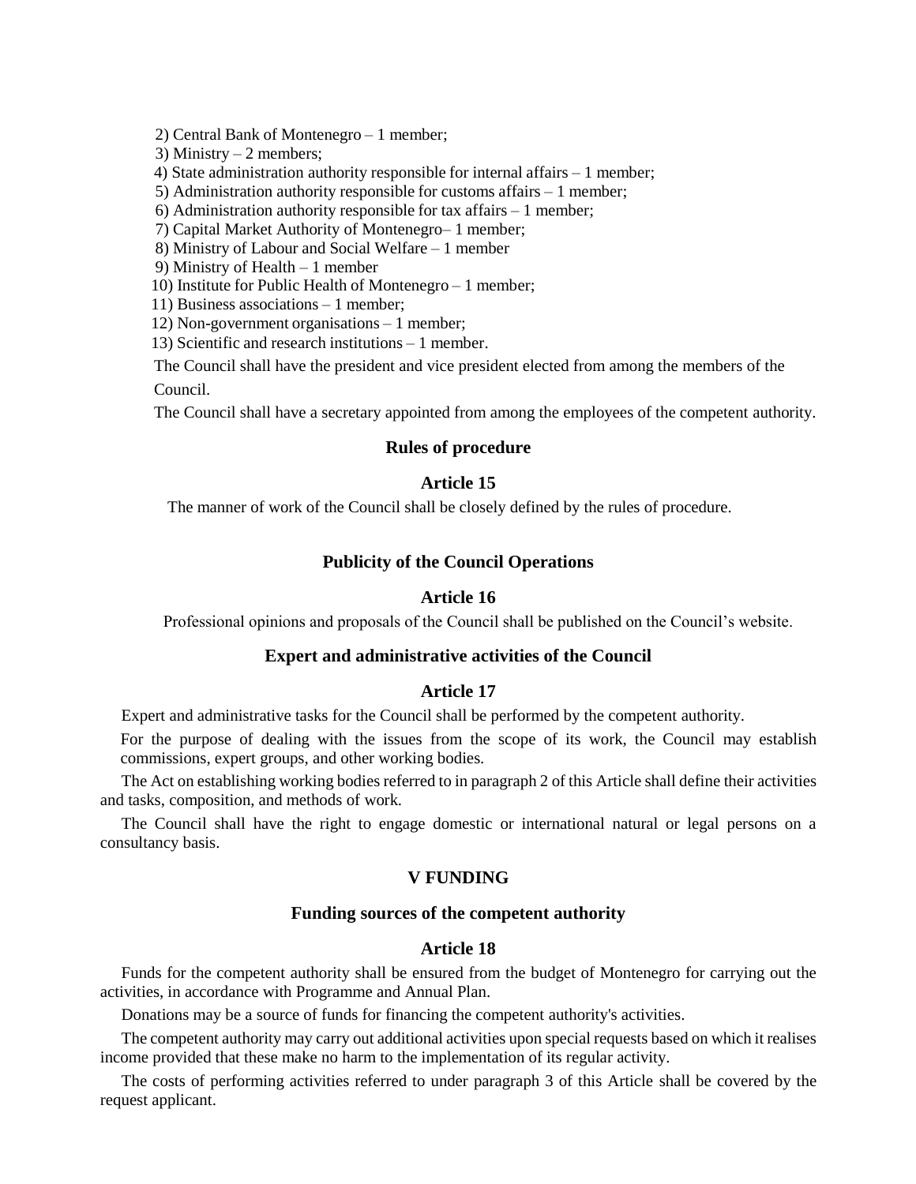2) Central Bank of Montenegro – 1 member;

3) Ministry – 2 members;

4) State administration authority responsible for internal affairs – 1 member;

5) Administration authority responsible for customs affairs – 1 member;

6) Administration authority responsible for tax affairs – 1 member;

7) Capital Market Authority of Montenegro– 1 member;

8) Ministry of Labour and Social Welfare – 1 member

9) Ministry of Health – 1 member

10) Institute for Public Health of Montenegro – 1 member;

11) Business associations – 1 member;

12) Non-government organisations – 1 member;

13) Scientific and research institutions – 1 member.

The Council shall have the president and vice president elected from among the members of the Council.

The Council shall have a secretary appointed from among the employees of the competent authority.

### Rules of procedure

### Article 15

The manner of work of the Council shall be closely defined by the rules of procedure.

### Publicity of the Council Operations

### Article 16

Professional opinions and proposals of the Council shall be published on the Council's website.

### Expert and administrative activities of the Council

### Article 17

Expert and administrative tasks for the Council shall be performed by the competent authority.

For the purpose of dealing with the issues from the scope of its work, the Council may establish commissions, expert groups, and other working bodies.

The Act on establishing working bodies referred to in paragraph 2 of this Article shall define their activities and tasks, composition, and methods of work.

The Council shall have the right to engage domestic or international natural or legal persons on a consultancy basis.

## V FUNDING

### Funding sources of the competent authority

### Article 18

Funds for the competent authority shall be ensured from the budget of Montenegro for carrying out the activities, in accordance with Programme and Annual Plan.

Donations may be a source of funds for financing the competent authority's activities.

The competent authority may carry out additional activities upon special requests based on which it realises income provided that these make no harm to the implementation of its regular activity.

The costs of performing activities referred to under paragraph 3 of this Article shall be covered by the request applicant.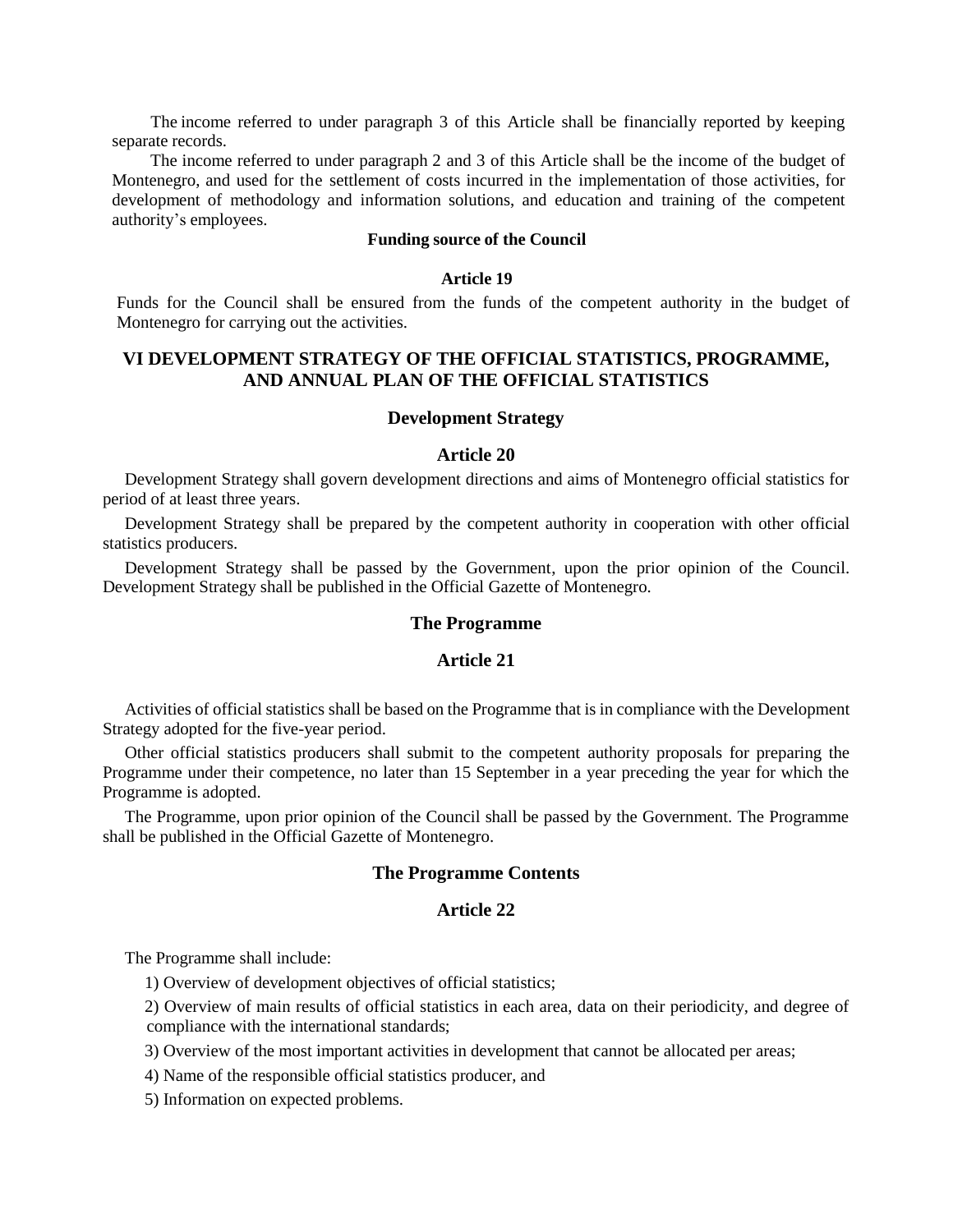The income referred to under paragraph 3 of this Article shall be financially reported by keeping separate records.

The income referred to under paragraph 2 and 3 of this Article shall be the income of the budget of Montenegro, and used for the settlement of costs incurred in the implementation of those activities, for development of methodology and information solutions, and education and training of the competent authority's employees.

**Funding source of the Council**

**Article 19**

Funds for the Council shall be ensured from the funds of the competent authority in the budget of Montenegro for carrying out the activities.

## VI DEVELOPMENT STRATEGY OF THE OFFICIAL STATISTICS, PROGRAMME, AND ANNUAL PLAN OF THE OFFICIAL STATISTICS

### Development Strategy

### Article 20

Development Strategy shall govern development directions and aims of Montenegro official statistics for period of at least three years.

Development Strategy shall be prepared by the competent authority in cooperation with other official statistics producers.

Development Strategy shall be passed by the Government, upon the prior opinion of the Council. Development Strategy shall be published in the Official Gazette of Montenegro.

### The Programme

### Article 21

Activities of official statistics shall be based on the Programme that is in compliance with the Development Strategy adopted for the five-year period.

Other official statistics producers shall submit to the competent authority proposals for preparing the Programme under their competence, no later than 15 September in a year preceding the year for which the Programme is adopted.

The Programme, upon prior opinion of the Council shall be passed by the Government. The Programme shall be published in the Official Gazette of Montenegro.

### The Programme Contents

### Article 22

The Programme shall include:

1) Overview of development objectives of official statistics;

2) Overview of main results of official statistics in each area, data on their periodicity, and degree of compliance with the international standards;

3) Overview of the most important activities in development that cannot be allocated per areas;

4) Name of the responsible official statistics producer, and

5) Information on expected problems.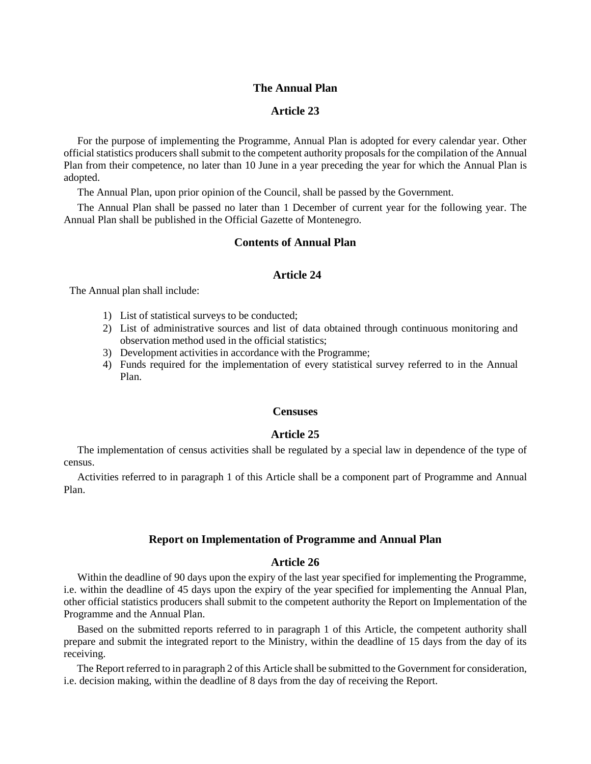## The Annual Plan

### Article 23

For the purpose of implementing the Programme, Annual Plan is adopted for every calendar year. Other official statistics producers shall submit to the competent authority proposals for the compilation of the Annual Plan from their competence, no later than 10 June in a year preceding the year for which the Annual Plan is adopted.

The Annual Plan, upon prior opinion of the Council, shall be passed by the Government.

The Annual Plan shall be passed no later than 1 December of current year for the following year. The Annual Plan shall be published in the Official Gazette of Montenegro.

## Contents of Annual Plan

### Article 24

The Annual plan shall include:

1) List of statistical surveys to be conducted;
2) List of administrative sources and list of data obtained through continuous monitoring and observation method used in the official statistics;
3) Development activities in accordance with the Programme;
4) Funds required for the implementation of every statistical survey referred to in the Annual Plan.

## Censuses

### Article 25

The implementation of census activities shall be regulated by a special law in dependence of the type of census.

Activities referred to in paragraph 1 of this Article shall be a component part of Programme and Annual Plan.

## Report on Implementation of Programme and Annual Plan

### Article 26

Within the deadline of 90 days upon the expiry of the last year specified for implementing the Programme, i.e. within the deadline of 45 days upon the expiry of the year specified for implementing the Annual Plan, other official statistics producers shall submit to the competent authority the Report on Implementation of the Programme and the Annual Plan.

Based on the submitted reports referred to in paragraph 1 of this Article, the competent authority shall prepare and submit the integrated report to the Ministry, within the deadline of 15 days from the day of its receiving.

The Report referred to in paragraph 2 of this Article shall be submitted to the Government for consideration, i.e. decision making, within the deadline of 8 days from the day of receiving the Report.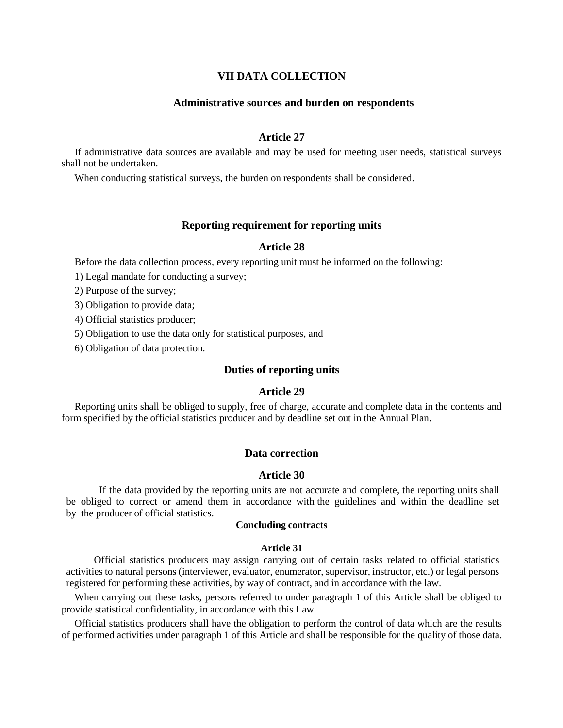## VII DATA COLLECTION

### Administrative sources and burden on respondents

#### Article 27

If administrative data sources are available and may be used for meeting user needs, statistical surveys shall not be undertaken.

When conducting statistical surveys, the burden on respondents shall be considered.

### Reporting requirement for reporting units

#### Article 28

Before the data collection process, every reporting unit must be informed on the following:

1) Legal mandate for conducting a survey;

2) Purpose of the survey;

3) Obligation to provide data;

4) Official statistics producer;

5) Obligation to use the data only for statistical purposes, and

6) Obligation of data protection.

### Duties of reporting units

#### Article 29

Reporting units shall be obliged to supply, free of charge, accurate and complete data in the contents and form specified by the official statistics producer and by deadline set out in the Annual Plan.

### Data correction

#### Article 30

If the data provided by the reporting units are not accurate and complete, the reporting units shall be obliged to correct or amend them in accordance with the guidelines and within the deadline set by the producer of official statistics.

### Concluding contracts

#### Article 31

Official statistics producers may assign carrying out of certain tasks related to official statistics activities to natural persons (interviewer, evaluator, enumerator, supervisor, instructor, etc.) or legal persons registered for performing these activities, by way of contract, and in accordance with the law.

When carrying out these tasks, persons referred to under paragraph 1 of this Article shall be obliged to provide statistical confidentiality, in accordance with this Law.

Official statistics producers shall have the obligation to perform the control of data which are the results of performed activities under paragraph 1 of this Article and shall be responsible for the quality of those data.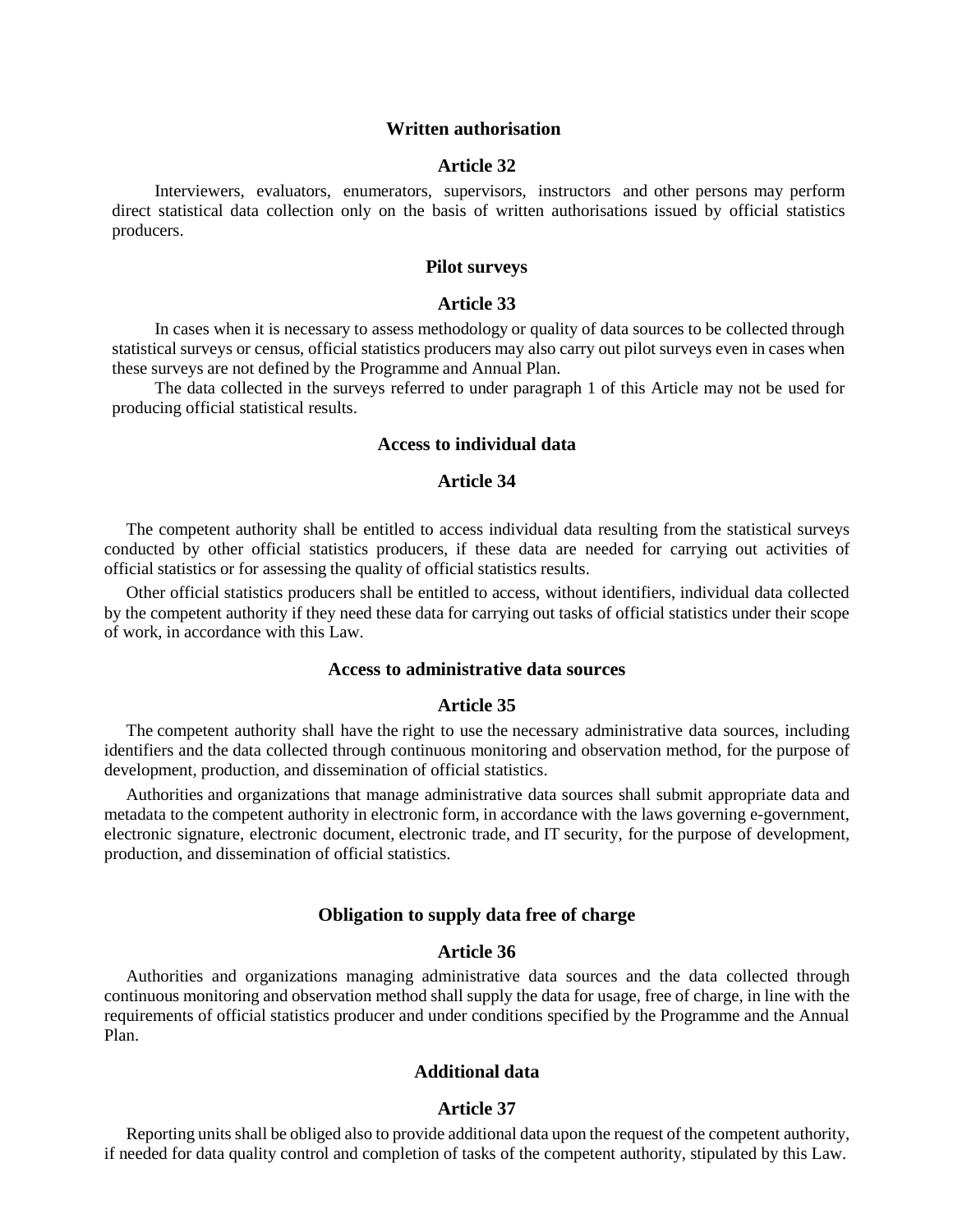### Written authorisation

### Article 32

Interviewers, evaluators, enumerators, supervisors, instructors and other persons may perform direct statistical data collection only on the basis of written authorisations issued by official statistics producers.

### Pilot surveys

### Article 33

In cases when it is necessary to assess methodology or quality of data sources to be collected through statistical surveys or census, official statistics producers may also carry out pilot surveys even in cases when these surveys are not defined by the Programme and Annual Plan.

The data collected in the surveys referred to under paragraph 1 of this Article may not be used for producing official statistical results.

### Access to individual data

### Article 34

The competent authority shall be entitled to access individual data resulting from the statistical surveys conducted by other official statistics producers, if these data are needed for carrying out activities of official statistics or for assessing the quality of official statistics results.

Other official statistics producers shall be entitled to access, without identifiers, individual data collected by the competent authority if they need these data for carrying out tasks of official statistics under their scope of work, in accordance with this Law.

### Access to administrative data sources

### Article 35

The competent authority shall have the right to use the necessary administrative data sources, including identifiers and the data collected through continuous monitoring and observation method, for the purpose of development, production, and dissemination of official statistics.

Authorities and organizations that manage administrative data sources shall submit appropriate data and metadata to the competent authority in electronic form, in accordance with the laws governing e-government, electronic signature, electronic document, electronic trade, and IT security, for the purpose of development, production, and dissemination of official statistics.

### Obligation to supply data free of charge

### Article 36

Authorities and organizations managing administrative data sources and the data collected through continuous monitoring and observation method shall supply the data for usage, free of charge, in line with the requirements of official statistics producer and under conditions specified by the Programme and the Annual Plan.

### Additional data

### Article 37

Reporting units shall be obliged also to provide additional data upon the request of the competent authority, if needed for data quality control and completion of tasks of the competent authority, stipulated by this Law.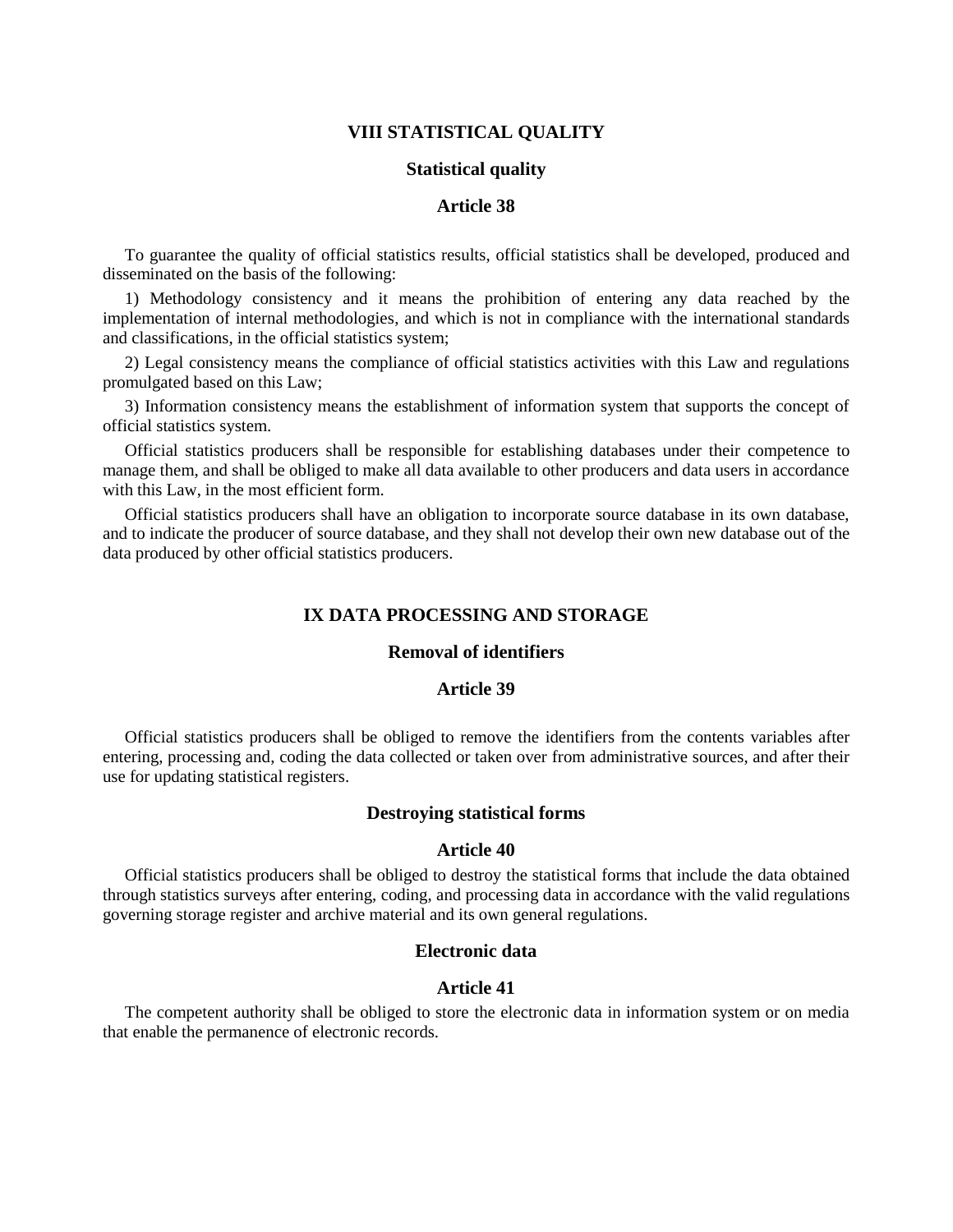## VIII STATISTICAL QUALITY

### Statistical quality

### Article 38

To guarantee the quality of official statistics results, official statistics shall be developed, produced and disseminated on the basis of the following:

1) Methodology consistency and it means the prohibition of entering any data reached by the implementation of internal methodologies, and which is not in compliance with the international standards and classifications, in the official statistics system;

2) Legal consistency means the compliance of official statistics activities with this Law and regulations promulgated based on this Law;

3) Information consistency means the establishment of information system that supports the concept of official statistics system.

Official statistics producers shall be responsible for establishing databases under their competence to manage them, and shall be obliged to make all data available to other producers and data users in accordance with this Law, in the most efficient form.

Official statistics producers shall have an obligation to incorporate source database in its own database, and to indicate the producer of source database, and they shall not develop their own new database out of the data produced by other official statistics producers.

## IX DATA PROCESSING AND STORAGE

### Removal of identifiers

### Article 39

Official statistics producers shall be obliged to remove the identifiers from the contents variables after entering, processing and, coding the data collected or taken over from administrative sources, and after their use for updating statistical registers.

### Destroying statistical forms

### Article 40

Official statistics producers shall be obliged to destroy the statistical forms that include the data obtained through statistics surveys after entering, coding, and processing data in accordance with the valid regulations governing storage register and archive material and its own general regulations.

### Electronic data

### Article 41

The competent authority shall be obliged to store the electronic data in information system or on media that enable the permanence of electronic records.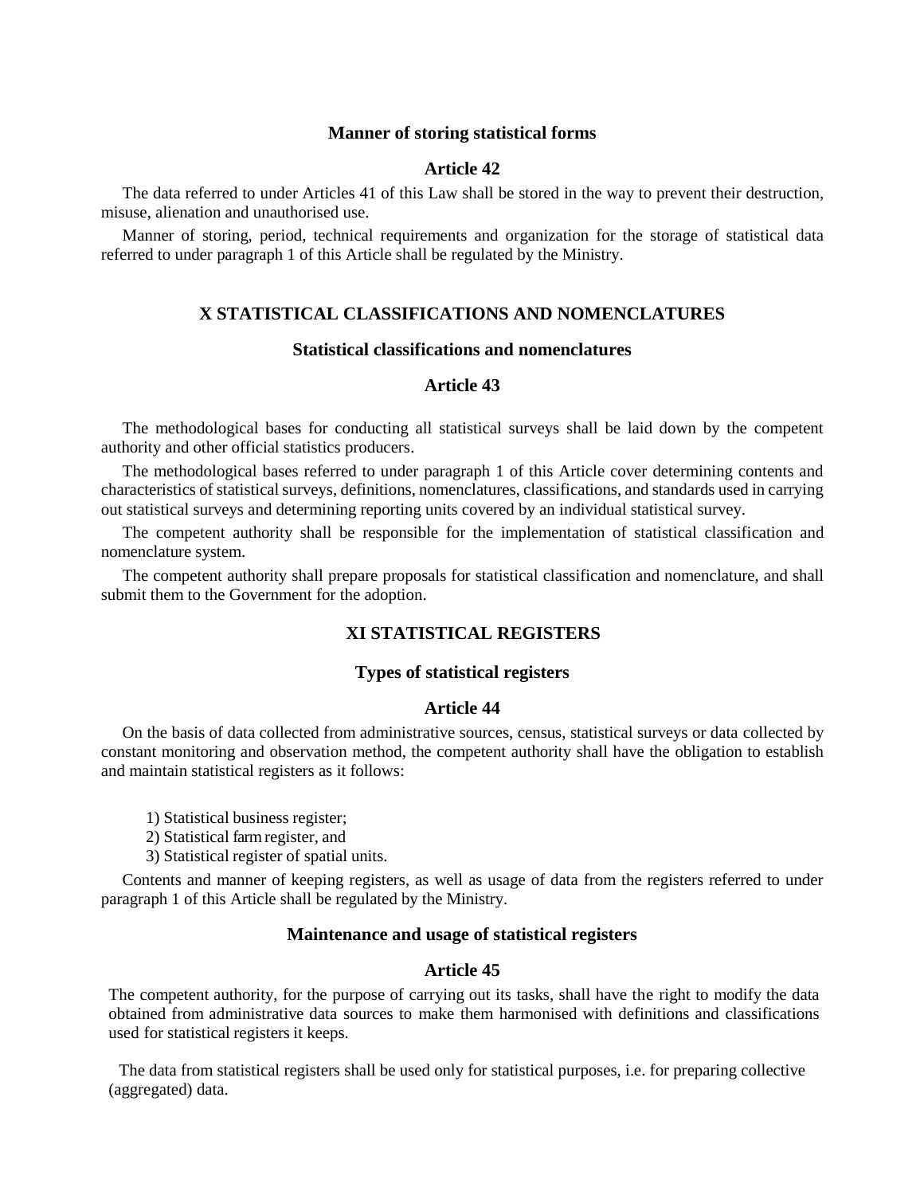### Manner of storing statistical forms

### Article 42

The data referred to under Articles 41 of this Law shall be stored in the way to prevent their destruction, misuse, alienation and unauthorised use.

Manner of storing, period, technical requirements and organization for the storage of statistical data referred to under paragraph 1 of this Article shall be regulated by the Ministry.

## X STATISTICAL CLASSIFICATIONS AND NOMENCLATURES

### Statistical classifications and nomenclatures

### Article 43

The methodological bases for conducting all statistical surveys shall be laid down by the competent authority and other official statistics producers.

The methodological bases referred to under paragraph 1 of this Article cover determining contents and characteristics of statistical surveys, definitions, nomenclatures, classifications, and standards used in carrying out statistical surveys and determining reporting units covered by an individual statistical survey.

The competent authority shall be responsible for the implementation of statistical classification and nomenclature system.

The competent authority shall prepare proposals for statistical classification and nomenclature, and shall submit them to the Government for the adoption.

## XI STATISTICAL REGISTERS

### Types of statistical registers

### Article 44

On the basis of data collected from administrative sources, census, statistical surveys or data collected by constant monitoring and observation method, the competent authority shall have the obligation to establish and maintain statistical registers as it follows:

1) Statistical business register;
2) Statistical farm register, and
3) Statistical register of spatial units.

Contents and manner of keeping registers, as well as usage of data from the registers referred to under paragraph 1 of this Article shall be regulated by the Ministry.

### Maintenance and usage of statistical registers

### Article 45

The competent authority, for the purpose of carrying out its tasks, shall have the right to modify the data obtained from administrative data sources to make them harmonised with definitions and classifications used for statistical registers it keeps.

The data from statistical registers shall be used only for statistical purposes, i.e. for preparing collective (aggregated) data.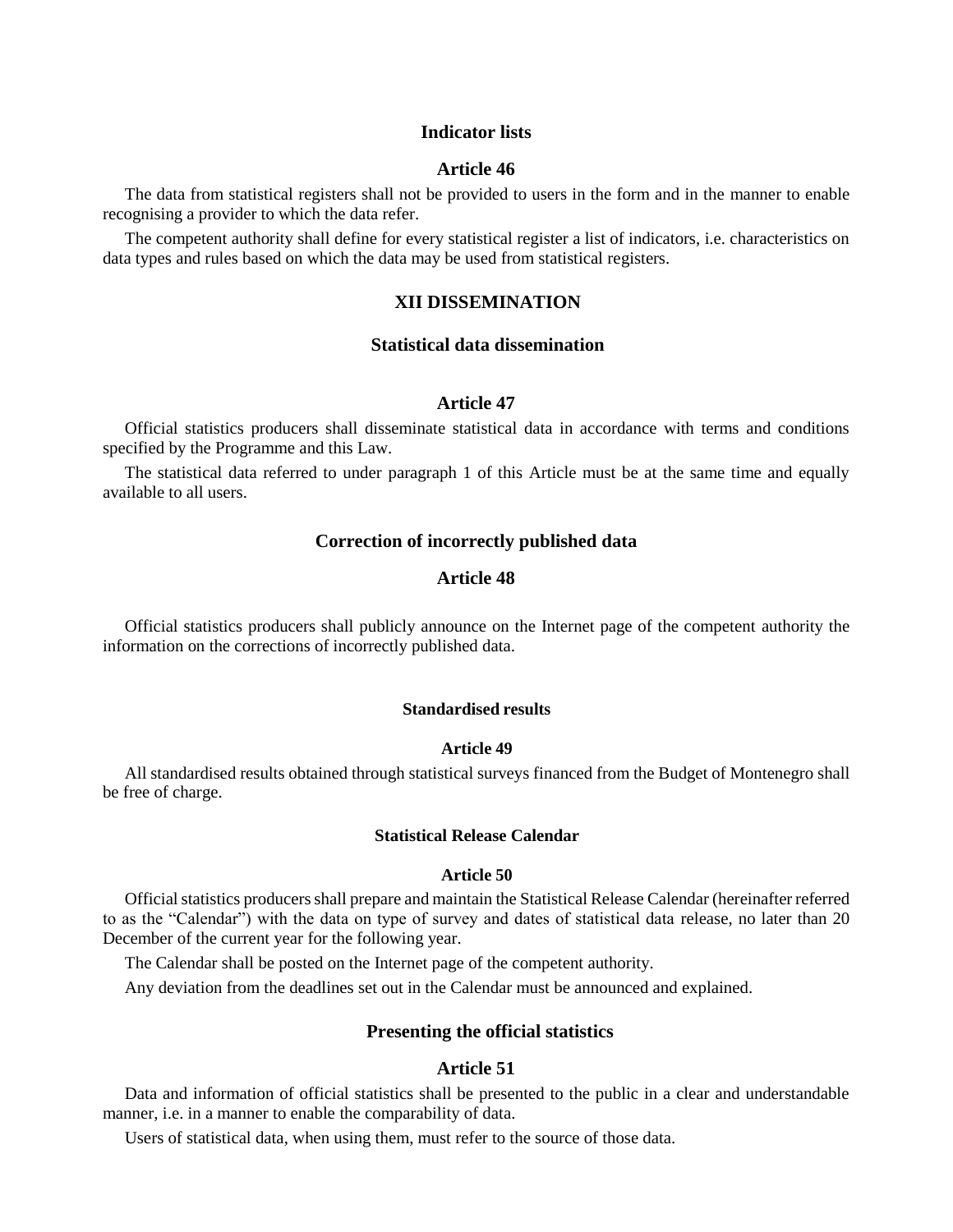### Indicator lists

### Article 46

The data from statistical registers shall not be provided to users in the form and in the manner to enable recognising a provider to which the data refer.

The competent authority shall define for every statistical register a list of indicators, i.e. characteristics on data types and rules based on which the data may be used from statistical registers.

## XII DISSEMINATION

### Statistical data dissemination

### Article 47

Official statistics producers shall disseminate statistical data in accordance with terms and conditions specified by the Programme and this Law.

The statistical data referred to under paragraph 1 of this Article must be at the same time and equally available to all users.

### Correction of incorrectly published data

### Article 48

Official statistics producers shall publicly announce on the Internet page of the competent authority the information on the corrections of incorrectly published data.

#### Standardised results

#### Article 49

All standardised results obtained through statistical surveys financed from the Budget of Montenegro shall be free of charge.

#### Statistical Release Calendar

#### Article 50

Official statistics producers shall prepare and maintain the Statistical Release Calendar (hereinafter referred to as the "Calendar") with the data on type of survey and dates of statistical data release, no later than 20 December of the current year for the following year.

The Calendar shall be posted on the Internet page of the competent authority.

Any deviation from the deadlines set out in the Calendar must be announced and explained.

### Presenting the official statistics

### Article 51

Data and information of official statistics shall be presented to the public in a clear and understandable manner, i.e. in a manner to enable the comparability of data.

Users of statistical data, when using them, must refer to the source of those data.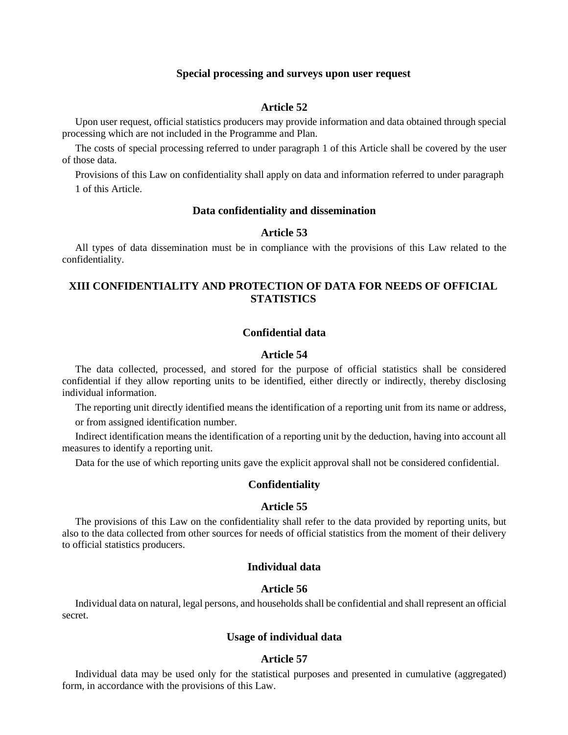### Special processing and surveys upon user request

### Article 52

Upon user request, official statistics producers may provide information and data obtained through special processing which are not included in the Programme and Plan.

The costs of special processing referred to under paragraph 1 of this Article shall be covered by the user of those data.

Provisions of this Law on confidentiality shall apply on data and information referred to under paragraph 1 of this Article.

### Data confidentiality and dissemination

### Article 53

All types of data dissemination must be in compliance with the provisions of this Law related to the confidentiality.

## XIII CONFIDENTIALITY AND PROTECTION OF DATA FOR NEEDS OF OFFICIAL STATISTICS

### Confidential data

### Article 54

The data collected, processed, and stored for the purpose of official statistics shall be considered confidential if they allow reporting units to be identified, either directly or indirectly, thereby disclosing individual information.

The reporting unit directly identified means the identification of a reporting unit from its name or address, or from assigned identification number.

Indirect identification means the identification of a reporting unit by the deduction, having into account all measures to identify a reporting unit.

Data for the use of which reporting units gave the explicit approval shall not be considered confidential.

### Confidentiality

### Article 55

The provisions of this Law on the confidentiality shall refer to the data provided by reporting units, but also to the data collected from other sources for needs of official statistics from the moment of their delivery to official statistics producers.

### Individual data

### Article 56

Individual data on natural, legal persons, and households shall be confidential and shall represent an official secret.

### Usage of individual data

### Article 57

Individual data may be used only for the statistical purposes and presented in cumulative (aggregated) form, in accordance with the provisions of this Law.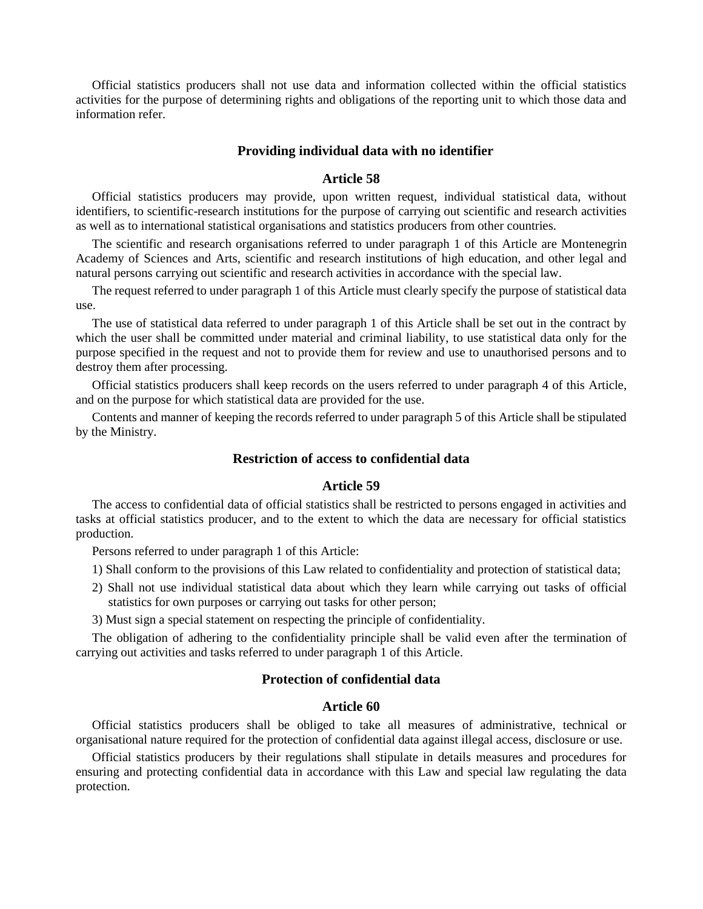Official statistics producers shall not use data and information collected within the official statistics activities for the purpose of determining rights and obligations of the reporting unit to which those data and information refer.

### Providing individual data with no identifier

### Article 58

Official statistics producers may provide, upon written request, individual statistical data, without identifiers, to scientific-research institutions for the purpose of carrying out scientific and research activities as well as to international statistical organisations and statistics producers from other countries.

The scientific and research organisations referred to under paragraph 1 of this Article are Montenegrin Academy of Sciences and Arts, scientific and research institutions of high education, and other legal and natural persons carrying out scientific and research activities in accordance with the special law.

The request referred to under paragraph 1 of this Article must clearly specify the purpose of statistical data use.

The use of statistical data referred to under paragraph 1 of this Article shall be set out in the contract by which the user shall be committed under material and criminal liability, to use statistical data only for the purpose specified in the request and not to provide them for review and use to unauthorised persons and to destroy them after processing.

Official statistics producers shall keep records on the users referred to under paragraph 4 of this Article, and on the purpose for which statistical data are provided for the use.

Contents and manner of keeping the records referred to under paragraph 5 of this Article shall be stipulated by the Ministry.

### Restriction of access to confidential data

### Article 59

The access to confidential data of official statistics shall be restricted to persons engaged in activities and tasks at official statistics producer, and to the extent to which the data are necessary for official statistics production.

Persons referred to under paragraph 1 of this Article:

1) Shall conform to the provisions of this Law related to confidentiality and protection of statistical data;
2) Shall not use individual statistical data about which they learn while carrying out tasks of official statistics for own purposes or carrying out tasks for other person;
3) Must sign a special statement on respecting the principle of confidentiality.

The obligation of adhering to the confidentiality principle shall be valid even after the termination of carrying out activities and tasks referred to under paragraph 1 of this Article.

### Protection of confidential data

### Article 60

Official statistics producers shall be obliged to take all measures of administrative, technical or organisational nature required for the protection of confidential data against illegal access, disclosure or use.

Official statistics producers by their regulations shall stipulate in details measures and procedures for ensuring and protecting confidential data in accordance with this Law and special law regulating the data protection.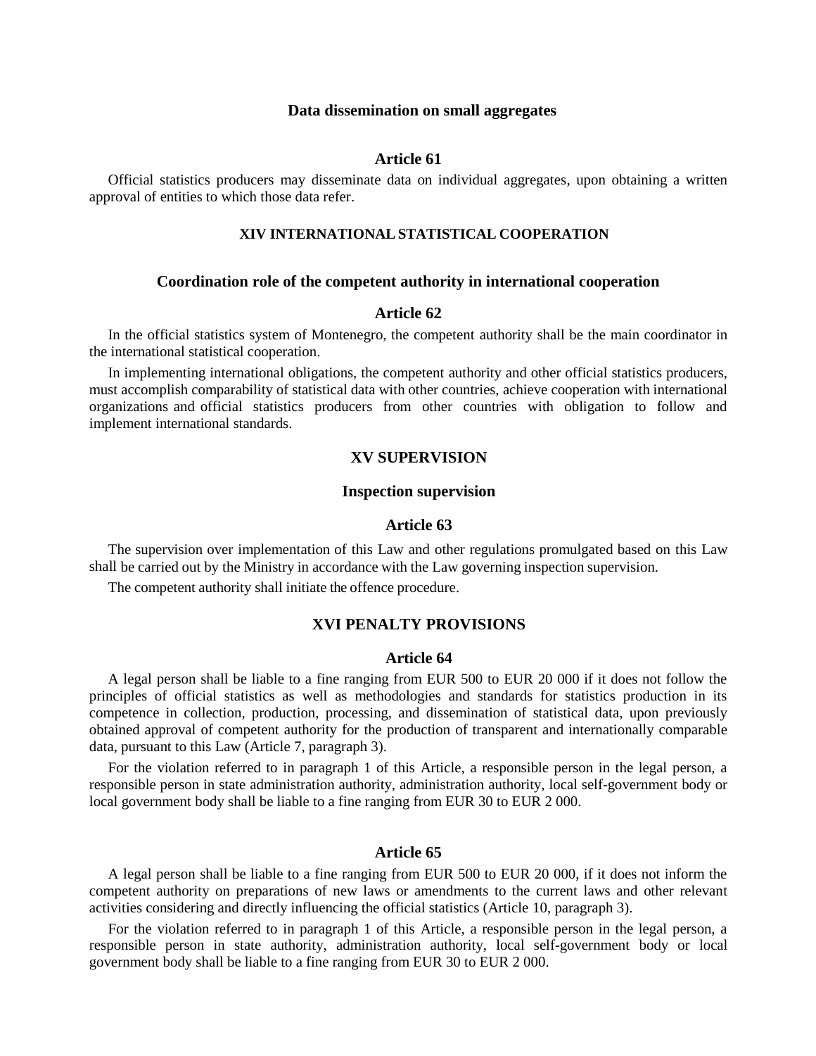### Data dissemination on small aggregates

### Article 61

Official statistics producers may disseminate data on individual aggregates, upon obtaining a written approval of entities to which those data refer.

## XIV INTERNATIONAL STATISTICAL COOPERATION

### Coordination role of the competent authority in international cooperation

### Article 62

In the official statistics system of Montenegro, the competent authority shall be the main coordinator in the international statistical cooperation.

In implementing international obligations, the competent authority and other official statistics producers, must accomplish comparability of statistical data with other countries, achieve cooperation with international organizations and official statistics producers from other countries with obligation to follow and implement international standards.

## XV SUPERVISION

### Inspection supervision

### Article 63

The supervision over implementation of this Law and other regulations promulgated based on this Law shall be carried out by the Ministry in accordance with the Law governing inspection supervision.

The competent authority shall initiate the offence procedure.

## XVI PENALTY PROVISIONS

### Article 64

A legal person shall be liable to a fine ranging from EUR 500 to EUR 20 000 if it does not follow the principles of official statistics as well as methodologies and standards for statistics production in its competence in collection, production, processing, and dissemination of statistical data, upon previously obtained approval of competent authority for the production of transparent and internationally comparable data, pursuant to this Law (Article 7, paragraph 3).

For the violation referred to in paragraph 1 of this Article, a responsible person in the legal person, a responsible person in state administration authority, administration authority, local self-government body or local government body shall be liable to a fine ranging from EUR 30 to EUR 2 000.

### Article 65

A legal person shall be liable to a fine ranging from EUR 500 to EUR 20 000, if it does not inform the competent authority on preparations of new laws or amendments to the current laws and other relevant activities considering and directly influencing the official statistics (Article 10, paragraph 3).

For the violation referred to in paragraph 1 of this Article, a responsible person in the legal person, a responsible person in state authority, administration authority, local self-government body or local government body shall be liable to a fine ranging from EUR 30 to EUR 2 000.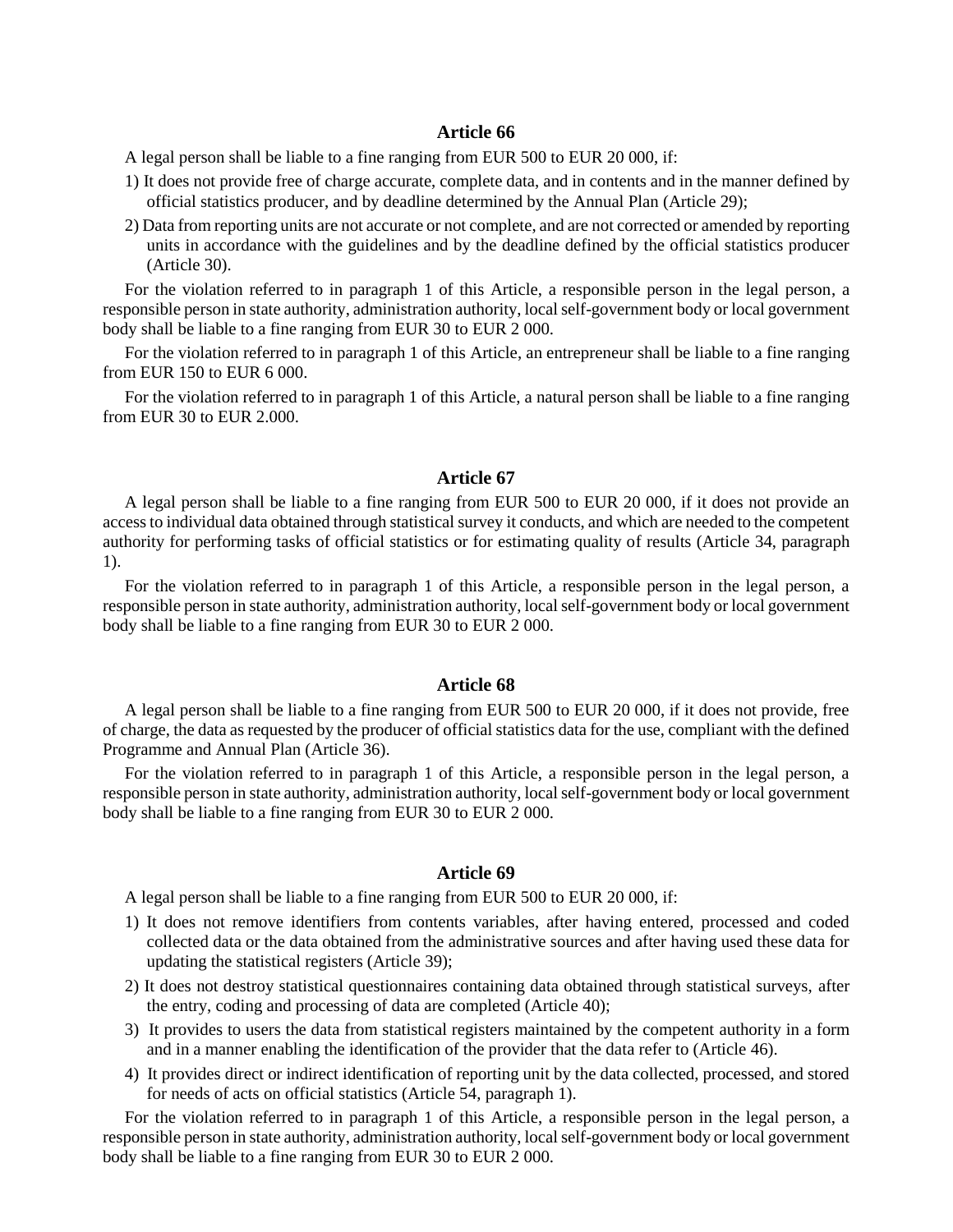### Article 66

A legal person shall be liable to a fine ranging from EUR 500 to EUR 20 000, if:

1) It does not provide free of charge accurate, complete data, and in contents and in the manner defined by official statistics producer, and by deadline determined by the Annual Plan (Article 29);
2) Data from reporting units are not accurate or not complete, and are not corrected or amended by reporting units in accordance with the guidelines and by the deadline defined by the official statistics producer (Article 30).

For the violation referred to in paragraph 1 of this Article, a responsible person in the legal person, a responsible person in state authority, administration authority, local self-government body or local government body shall be liable to a fine ranging from EUR 30 to EUR 2 000.

For the violation referred to in paragraph 1 of this Article, an entrepreneur shall be liable to a fine ranging from EUR 150 to EUR 6 000.

For the violation referred to in paragraph 1 of this Article, a natural person shall be liable to a fine ranging from EUR 30 to EUR 2.000.

### Article 67

A legal person shall be liable to a fine ranging from EUR 500 to EUR 20 000, if it does not provide an access to individual data obtained through statistical survey it conducts, and which are needed to the competent authority for performing tasks of official statistics or for estimating quality of results (Article 34, paragraph 1).

For the violation referred to in paragraph 1 of this Article, a responsible person in the legal person, a responsible person in state authority, administration authority, local self-government body or local government body shall be liable to a fine ranging from EUR 30 to EUR 2 000.

### Article 68

A legal person shall be liable to a fine ranging from EUR 500 to EUR 20 000, if it does not provide, free of charge, the data as requested by the producer of official statistics data for the use, compliant with the defined Programme and Annual Plan (Article 36).

For the violation referred to in paragraph 1 of this Article, a responsible person in the legal person, a responsible person in state authority, administration authority, local self-government body or local government body shall be liable to a fine ranging from EUR 30 to EUR 2 000.

### Article 69

A legal person shall be liable to a fine ranging from EUR 500 to EUR 20 000, if:

1) It does not remove identifiers from contents variables, after having entered, processed and coded collected data or the data obtained from the administrative sources and after having used these data for updating the statistical registers (Article 39);
2) It does not destroy statistical questionnaires containing data obtained through statistical surveys, after the entry, coding and processing of data are completed (Article 40);
3) It provides to users the data from statistical registers maintained by the competent authority in a form and in a manner enabling the identification of the provider that the data refer to (Article 46).
4) It provides direct or indirect identification of reporting unit by the data collected, processed, and stored for needs of acts on official statistics (Article 54, paragraph 1).

For the violation referred to in paragraph 1 of this Article, a responsible person in the legal person, a responsible person in state authority, administration authority, local self-government body or local government body shall be liable to a fine ranging from EUR 30 to EUR 2 000.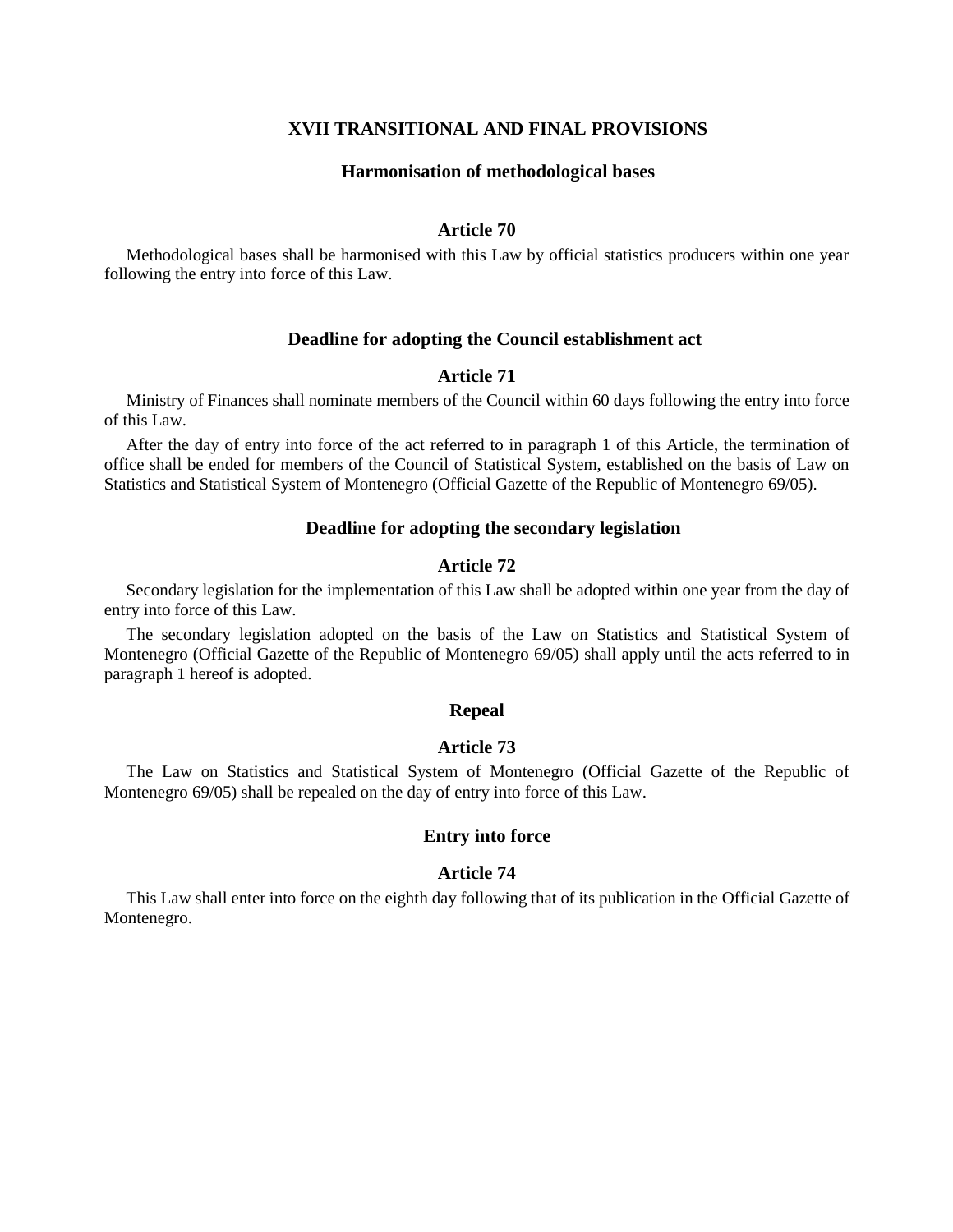## XVII TRANSITIONAL AND FINAL PROVISIONS

### Harmonisation of methodological bases

### Article 70

Methodological bases shall be harmonised with this Law by official statistics producers within one year following the entry into force of this Law.

### Deadline for adopting the Council establishment act

### Article 71

Ministry of Finances shall nominate members of the Council within 60 days following the entry into force of this Law.

After the day of entry into force of the act referred to in paragraph 1 of this Article, the termination of office shall be ended for members of the Council of Statistical System, established on the basis of Law on Statistics and Statistical System of Montenegro (Official Gazette of the Republic of Montenegro 69/05).

### Deadline for adopting the secondary legislation

### Article 72

Secondary legislation for the implementation of this Law shall be adopted within one year from the day of entry into force of this Law.

The secondary legislation adopted on the basis of the Law on Statistics and Statistical System of Montenegro (Official Gazette of the Republic of Montenegro 69/05) shall apply until the acts referred to in paragraph 1 hereof is adopted.

### Repeal

### Article 73

The Law on Statistics and Statistical System of Montenegro (Official Gazette of the Republic of Montenegro 69/05) shall be repealed on the day of entry into force of this Law.

### Entry into force

### Article 74

This Law shall enter into force on the eighth day following that of its publication in the Official Gazette of Montenegro.